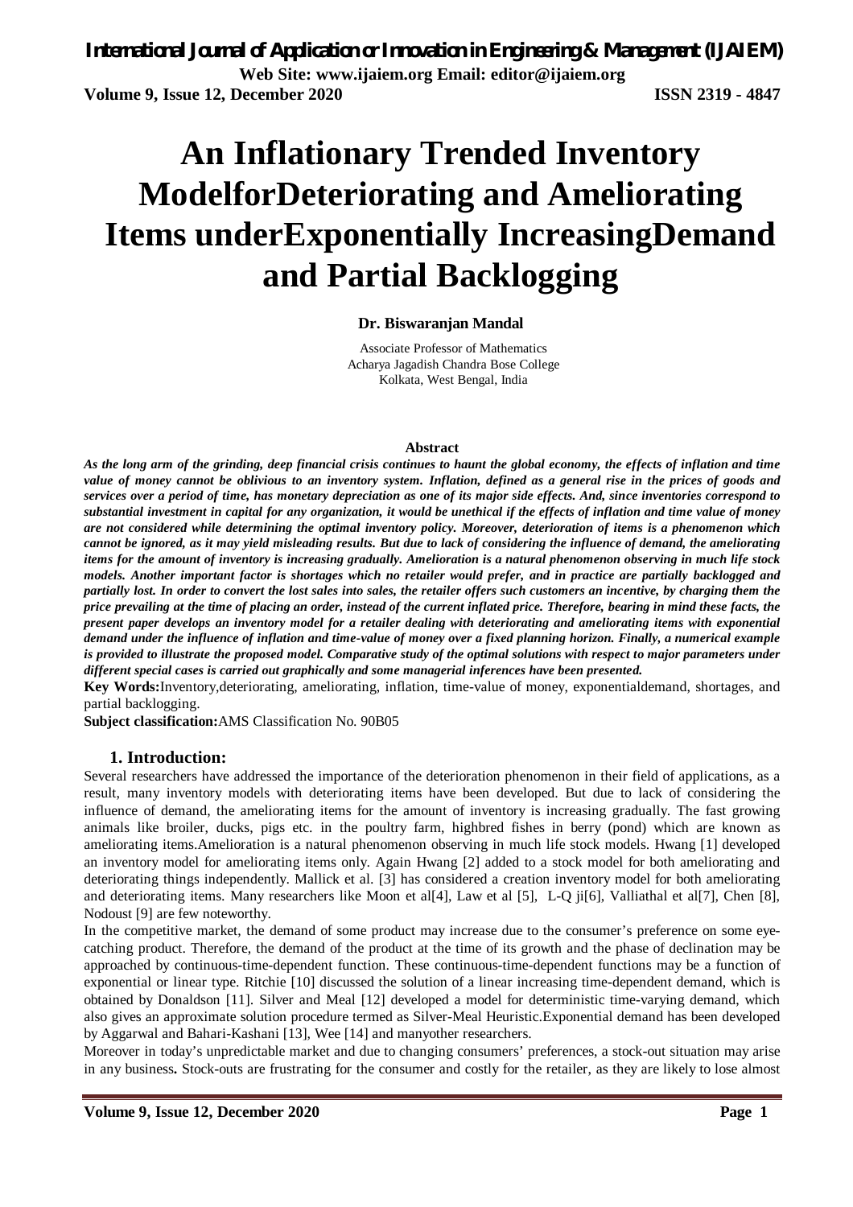# An Inflationary Trended Inventory ModelforDeteriorating and Ameliorating Items underExponentially IncreasingDemand and Partial Backlogging

**Dr. Biswaranjan Mandal**

Associate Professor of Mathematics
Acharya Jagadish Chandra Bose College
Kolkata, West Bengal, India

**Abstract**

***As the long arm of the grinding, deep financial crisis continues to haunt the global economy, the effects of inflation and time value of money cannot be oblivious to an inventory system. Inflation, defined as a general rise in the prices of goods and services over a period of time, has monetary depreciation as one of its major side effects. And, since inventories correspond to substantial investment in capital for any organization, it would be unethical if the effects of inflation and time value of money are not considered while determining the optimal inventory policy. Moreover, deterioration of items is a phenomenon which cannot be ignored, as it may yield misleading results. But due to lack of considering the influence of demand, the ameliorating items for the amount of inventory is increasing gradually. Amelioration is a natural phenomenon observing in much life stock models. Another important factor is shortages which no retailer would prefer, and in practice are partially backlogged and partially lost. In order to convert the lost sales into sales, the retailer offers such customers an incentive, by charging them the price prevailing at the time of placing an order, instead of the current inflated price. Therefore, bearing in mind these facts, the present paper develops an inventory model for a retailer dealing with deteriorating and ameliorating items with exponential demand under the influence of inflation and time-value of money over a fixed planning horizon. Finally, a numerical example is provided to illustrate the proposed model. Comparative study of the optimal solutions with respect to major parameters under different special cases is carried out graphically and some managerial inferences have been presented.***

**Key Words:**Inventory,deteriorating, ameliorating, inflation, time-value of money, exponentialdemand, shortages, and partial backlogging.

**Subject classification:**AMS Classification No. 90B05

## 1. Introduction:

Several researchers have addressed the importance of the deterioration phenomenon in their field of applications, as a result, many inventory models with deteriorating items have been developed. But due to lack of considering the influence of demand, the ameliorating items for the amount of inventory is increasing gradually. The fast growing animals like broiler, ducks, pigs etc. in the poultry farm, highbred fishes in berry (pond) which are known as ameliorating items.Amelioration is a natural phenomenon observing in much life stock models. Hwang [1] developed an inventory model for ameliorating items only. Again Hwang [2] added to a stock model for both ameliorating and deteriorating things independently. Mallick et al. [3] has considered a creation inventory model for both ameliorating and deteriorating items. Many researchers like Moon et al[4], Law et al [5], L-Q ji[6], Valliathal et al[7], Chen [8], Nodoust [9] are few noteworthy.

In the competitive market, the demand of some product may increase due to the consumer's preference on some eye-catching product. Therefore, the demand of the product at the time of its growth and the phase of declination may be approached by continuous-time-dependent function. These continuous-time-dependent functions may be a function of exponential or linear type. Ritchie [10] discussed the solution of a linear increasing time-dependent demand, which is obtained by Donaldson [11]. Silver and Meal [12] developed a model for deterministic time-varying demand, which also gives an approximate solution procedure termed as Silver-Meal Heuristic.Exponential demand has been developed by Aggarwal and Bahari-Kashani [13], Wee [14] and manyother researchers.

Moreover in today's unpredictable market and due to changing consumers' preferences, a stock-out situation may arise in any business**.** Stock-outs are frustrating for the consumer and costly for the retailer, as they are likely to lose almost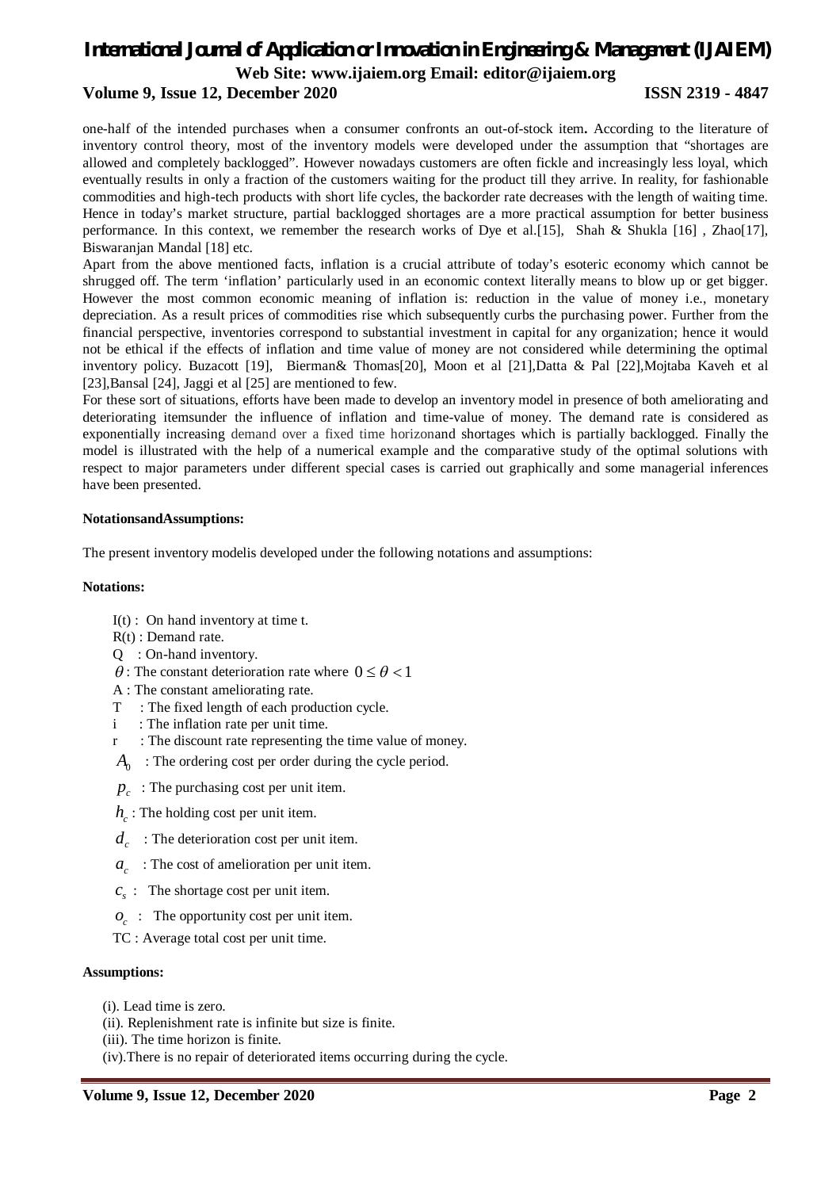one-half of the intended purchases when a consumer confronts an out-of-stock item**.** According to the literature of inventory control theory, most of the inventory models were developed under the assumption that "shortages are allowed and completely backlogged". However nowadays customers are often fickle and increasingly less loyal, which eventually results in only a fraction of the customers waiting for the product till they arrive. In reality, for fashionable commodities and high-tech products with short life cycles, the backorder rate decreases with the length of waiting time. Hence in today's market structure, partial backlogged shortages are a more practical assumption for better business performance. In this context, we remember the research works of Dye et al.[15], Shah & Shukla [16] , Zhao[17], Biswaranjan Mandal [18] etc.

Apart from the above mentioned facts, inflation is a crucial attribute of today's esoteric economy which cannot be shrugged off. The term 'inflation' particularly used in an economic context literally means to blow up or get bigger. However the most common economic meaning of inflation is: reduction in the value of money i.e., monetary depreciation. As a result prices of commodities rise which subsequently curbs the purchasing power. Further from the financial perspective, inventories correspond to substantial investment in capital for any organization; hence it would not be ethical if the effects of inflation and time value of money are not considered while determining the optimal inventory policy. Buzacott [19], Bierman& Thomas[20], Moon et al [21],Datta & Pal [22],Mojtaba Kaveh et al [23],Bansal [24], Jaggi et al [25] are mentioned to few.

For these sort of situations, efforts have been made to develop an inventory model in presence of both ameliorating and deteriorating itemsunder the influence of inflation and time-value of money. The demand rate is considered as exponentially increasing demand over a fixed time horizonand shortages which is partially backlogged. Finally the model is illustrated with the help of a numerical example and the comparative study of the optimal solutions with respect to major parameters under different special cases is carried out graphically and some managerial inferences have been presented.

**NotationsandAssumptions:**

The present inventory modelis developed under the following notations and assumptions:

**Notations:**

- I(t) : On hand inventory at time t.
- R(t) : Demand rate.
- Q : On-hand inventory.
- $\theta$ : The constant deterioration rate where $0 \le \theta < 1$
- A : The constant ameliorating rate.
- T : The fixed length of each production cycle.
- i : The inflation rate per unit time.
- r : The discount rate representing the time value of money.
- $A_0$ : The ordering cost per order during the cycle period.
- $p_c$ : The purchasing cost per unit item.
- $h_c$ : The holding cost per unit item.
- $d_c$ : The deterioration cost per unit item.
- $a_c$ : The cost of amelioration per unit item.
- $c_s$ : The shortage cost per unit item.
- $o_c$ : The opportunity cost per unit item.
- TC : Average total cost per unit time.

**Assumptions:**

(i). Lead time is zero.
(ii). Replenishment rate is infinite but size is finite.
(iii). The time horizon is finite.
(iv).There is no repair of deteriorated items occurring during the cycle.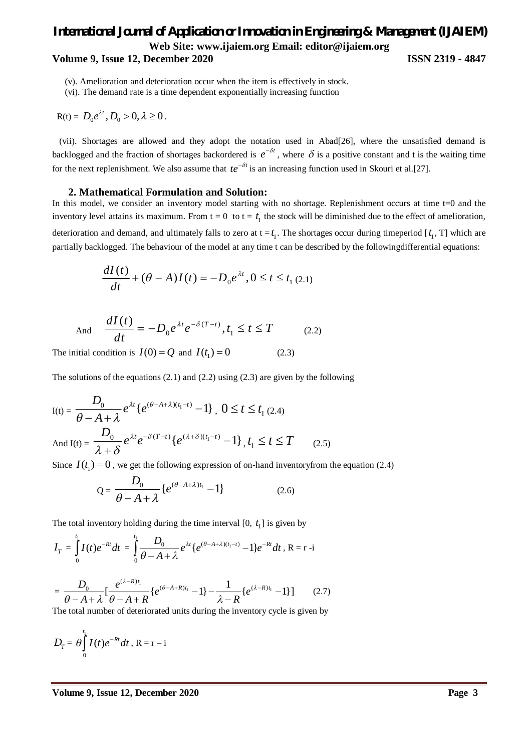(v). Amelioration and deterioration occur when the item is effectively in stock.

(vi). The demand rate is a time dependent exponentially increasing function

R(t) = $D_0 e^{\lambda t}, D_0 > 0, \lambda \geq 0$.

(vii). Shortages are allowed and they adopt the notation used in Abad[26], where the unsatisfied demand is backlogged and the fraction of shortages backordered is $e^{-\delta t}$, where $\delta$ is a positive constant and t is the waiting time for the next replenishment. We also assume that $te^{-\delta t}$ is an increasing function used in Skouri et al.[27].

## 2. Mathematical Formulation and Solution:

In this model, we consider an inventory model starting with no shortage. Replenishment occurs at time t=0 and the inventory level attains its maximum. From t = 0 to t = $t_1$ the stock will be diminished due to the effect of amelioration, deterioration and demand, and ultimately falls to zero at t = $t_1$. The shortages occur during timeperiod [$t_1$, T] which are partially backlogged. The behaviour of the model at any time t can be described by the followingdifferential equations:

$$\frac{dI(t)}{dt} + (\theta - A)I(t) = -D_0 e^{\lambda t}, 0 \leq t \leq t_1 \quad (2.1)$$

And $$\frac{dI(t)}{dt} = -D_0 e^{\lambda t} e^{-\delta(T-t)}, t_1 \leq t \leq T \quad (2.2)$$

The initial condition is $I(0) = Q$ and $I(t_1) = 0$ (2.3)

The solutions of the equations (2.1) and (2.2) using (2.3) are given by the following

$$I(t) = \frac{D_0}{\theta - A + \lambda} e^{\lambda t} \{e^{(\theta - A + \lambda)(t_1 - t)} - 1\}, \ 0 \leq t \leq t_1 \quad (2.4)$$

$$\text{And } I(t) = \frac{D_0}{\lambda + \delta} e^{\lambda t} e^{-\delta(T-t)} \{e^{(\lambda + \delta)(t_1 - t)} - 1\}, t_1 \leq t \leq T \quad (2.5)$$

Since $I(t_1) = 0$, we get the following expression of on-hand inventoryfrom the equation (2.4)

$$Q = \frac{D_0}{\theta - A + \lambda} \{e^{(\theta - A + \lambda)t_1} - 1\} \quad (2.6)$$

The total inventory holding during the time interval [0, $t_1$] is given by

$$I_T = \int_0^{t_1} I(t) e^{-Rt} dt = \int_0^{t_1} \frac{D_0}{\theta - A + \lambda} e^{\lambda t} \{e^{(\theta - A + \lambda)(t_1 - t)} - 1\} e^{-Rt} dt, \ R = r - i$$

$$= \frac{D_0}{\theta - A + \lambda} \left[\frac{e^{(\lambda - R)t_1}}{\theta - A + R} \{e^{(\theta - A + R)t_1} - 1\} - \frac{1}{\lambda - R} \{e^{(\lambda - R)t_1} - 1\}\right] \quad (2.7)$$

The total number of deteriorated units during the inventory cycle is given by

$$D_T = \theta \int_0^{t_1} I(t) e^{-Rt} dt, \ R = r - i$$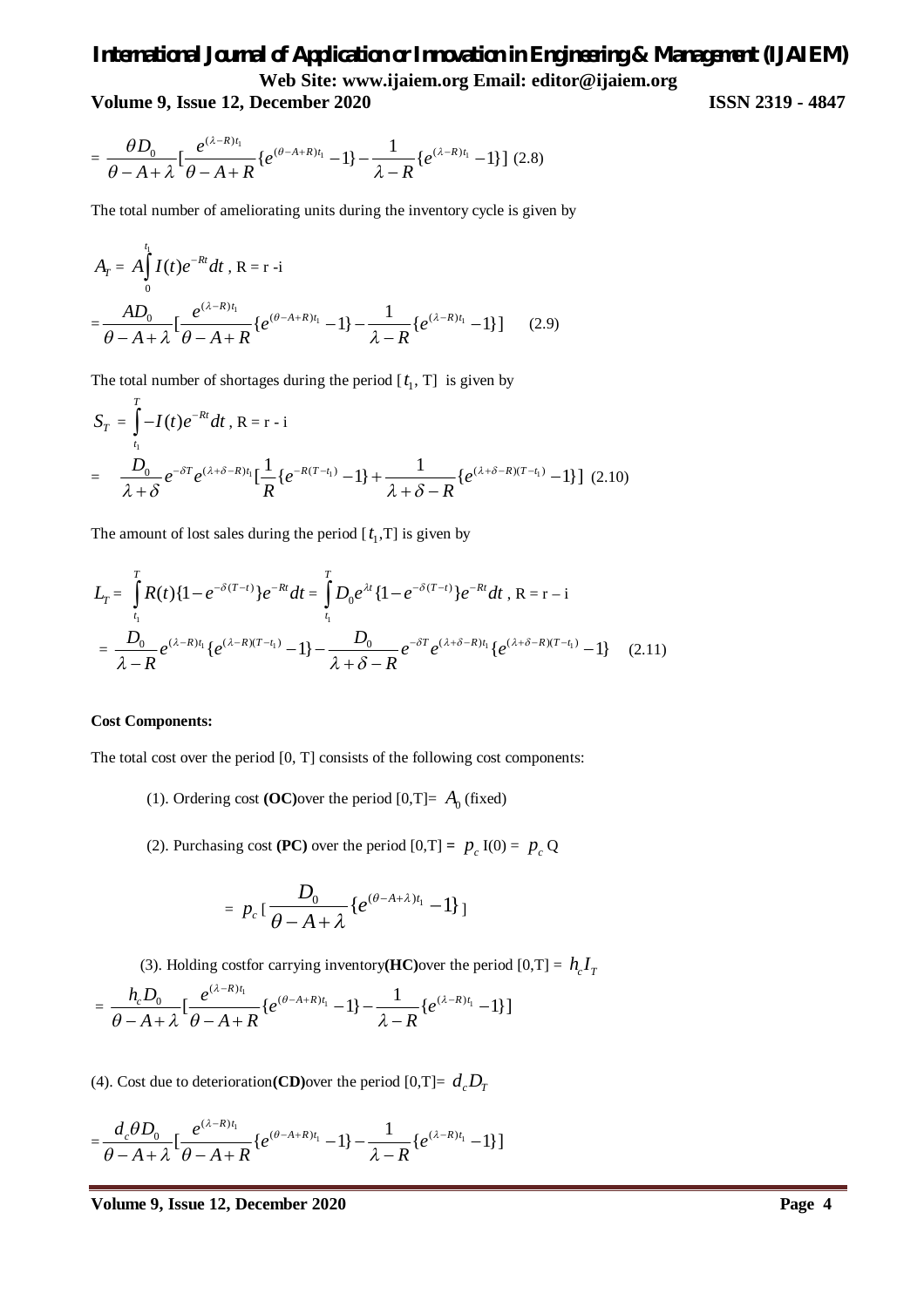$$= \frac{\theta D_0}{\theta - A + \lambda}\left[\frac{e^{(\lambda - R)t_1}}{\theta - A + R}\{e^{(\theta - A + R)t_1} - 1\} - \frac{1}{\lambda - R}\{e^{(\lambda - R)t_1} - 1\}\right] \quad (2.8)$$

The total number of ameliorating units during the inventory cycle is given by

$$A_T = A\int_0^{t_1} I(t)e^{-Rt}dt \text{ , R = r -i}$$

$$= \frac{AD_0}{\theta - A + \lambda}\left[\frac{e^{(\lambda - R)t_1}}{\theta - A + R}\{e^{(\theta - A + R)t_1} - 1\} - \frac{1}{\lambda - R}\{e^{(\lambda - R)t_1} - 1\}\right] \quad (2.9)$$

The total number of shortages during the period $[t_1, T]$ is given by

$$S_T = \int_{t_1}^{T} -I(t)e^{-Rt}dt \text{ , R = r - i}$$

$$= \frac{D_0}{\lambda + \delta}e^{-\delta T}e^{(\lambda + \delta - R)t_1}\left[\frac{1}{R}\{e^{-R(T - t_1)} - 1\} + \frac{1}{\lambda + \delta - R}\{e^{(\lambda + \delta - R)(T - t_1)} - 1\}\right] \quad (2.10)$$

The amount of lost sales during the period $[t_1, T]$ is given by

$$L_T = \int_{t_1}^{T} R(t)\{1 - e^{-\delta(T - t)}\}e^{-Rt}dt = \int_{t_1}^{T} D_0 e^{\lambda t}\{1 - e^{-\delta(T - t)}\}e^{-Rt}dt \text{ , R = r – i}$$

$$= \frac{D_0}{\lambda - R}e^{(\lambda - R)t_1}\{e^{(\lambda - R)(T - t_1)} - 1\} - \frac{D_0}{\lambda + \delta - R}e^{-\delta T}e^{(\lambda + \delta - R)t_1}\{e^{(\lambda + \delta - R)(T - t_1)} - 1\} \quad (2.11)$$

**Cost Components:**

The total cost over the period [0, T] consists of the following cost components:

(1). Ordering cost **(OC)** over the period [0,T]= $A_0$ (fixed)

(2). Purchasing cost **(PC)** over the period [0,T] = $p_c$ I(0) = $p_c$ Q

$$= p_c\left[\frac{D_0}{\theta - A + \lambda}\{e^{(\theta - A + \lambda)t_1} - 1\}\right]$$

(3). Holding cost for carrying inventory **(HC)** over the period [0,T] = $h_c I_T$

$$= \frac{h_c D_0}{\theta - A + \lambda}\left[\frac{e^{(\lambda - R)t_1}}{\theta - A + R}\{e^{(\theta - A + R)t_1} - 1\} - \frac{1}{\lambda - R}\{e^{(\lambda - R)t_1} - 1\}\right]$$

(4). Cost due to deterioration **(CD)** over the period [0,T]= $d_c D_T$

$$= \frac{d_c \theta D_0}{\theta - A + \lambda}\left[\frac{e^{(\lambda - R)t_1}}{\theta - A + R}\{e^{(\theta - A + R)t_1} - 1\} - \frac{1}{\lambda - R}\{e^{(\lambda - R)t_1} - 1\}\right]$$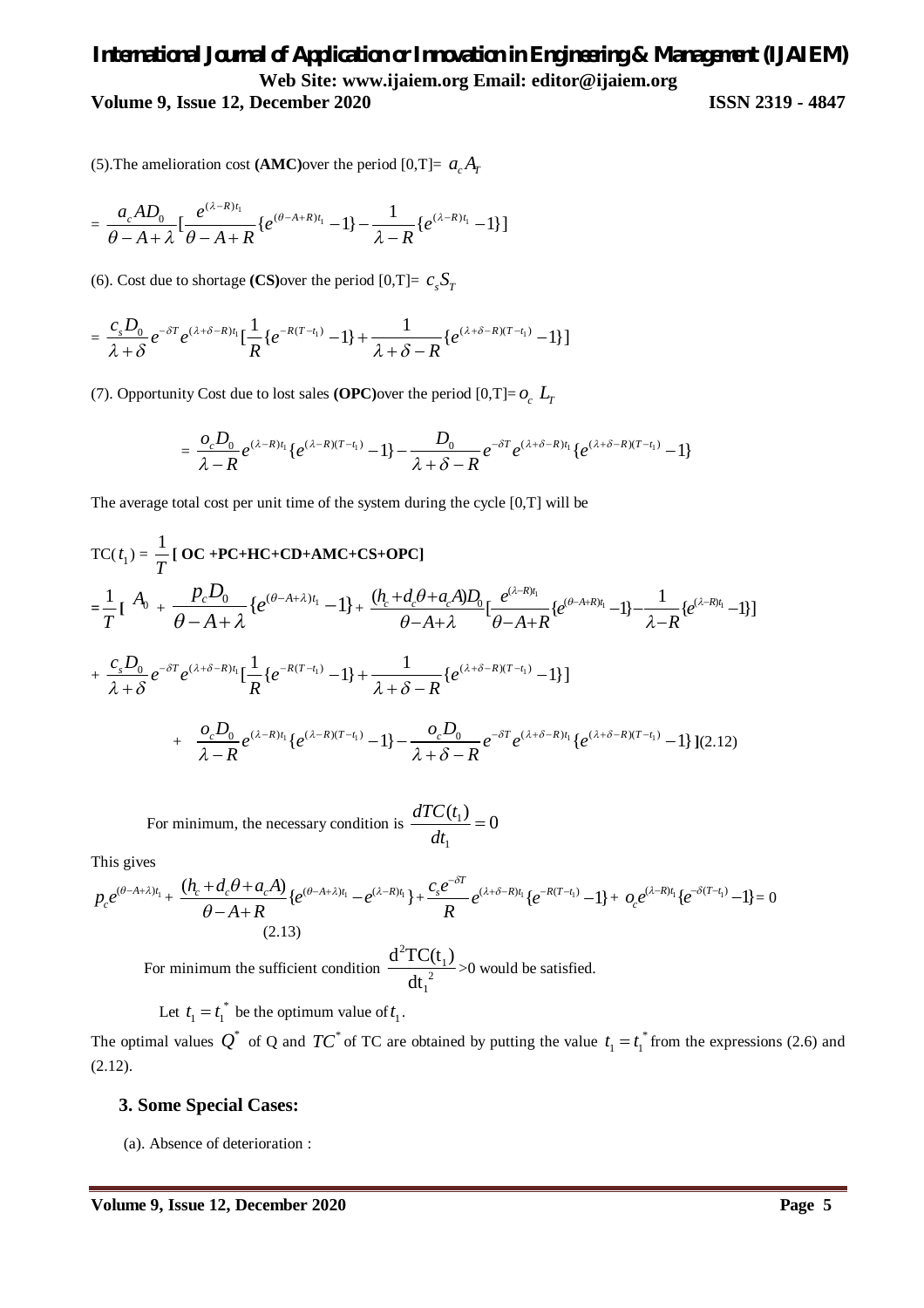(5).The amelioration cost **(AMC)** over the period [0,T]= $a_c A_T$

$$= \frac{a_c A D_0}{\theta - A + \lambda}[\frac{e^{(\lambda - R)t_1}}{\theta - A + R}\{e^{(\theta - A + R)t_1} - 1\} - \frac{1}{\lambda - R}\{e^{(\lambda - R)t_1} - 1\}]$$

(6). Cost due to shortage **(CS)** over the period [0,T]= $c_s S_T$

$$= \frac{c_s D_0}{\lambda + \delta} e^{-\delta T} e^{(\lambda + \delta - R)t_1}[\frac{1}{R}\{e^{-R(T - t_1)} - 1\} + \frac{1}{\lambda + \delta - R}\{e^{(\lambda + \delta - R)(T - t_1)} - 1\}]$$

(7). Opportunity Cost due to lost sales **(OPC)** over the period [0,T]= $o_c\ L_T$

$$= \frac{o_c D_0}{\lambda - R} e^{(\lambda - R)t_1}\{e^{(\lambda - R)(T - t_1)} - 1\} - \frac{D_0}{\lambda + \delta - R} e^{-\delta T} e^{(\lambda + \delta - R)t_1}\{e^{(\lambda + \delta - R)(T - t_1)} - 1\}$$

The average total cost per unit time of the system during the cycle [0,T] will be

$$TC(t_1) = \frac{1}{T}[\ \mathbf{OC + PC + HC + CD + AMC + CS + OPC}]$$

$$= \frac{1}{T}[\ A_0 + \frac{p_c D_0}{\theta - A + \lambda}\{e^{(\theta - A + \lambda)t_1} - 1\} + \frac{(h_c + d_c\theta + a_c A)D_0}{\theta - A + \lambda}[\frac{e^{(\lambda - R)t_1}}{\theta - A + R}\{e^{(\theta - A + R)t_1} - 1\} - \frac{1}{\lambda - R}\{e^{(\lambda - R)t_1} - 1\}]$$

$$+ \frac{c_s D_0}{\lambda + \delta} e^{-\delta T} e^{(\lambda + \delta - R)t_1}[\frac{1}{R}\{e^{-R(T - t_1)} - 1\} + \frac{1}{\lambda + \delta - R}\{e^{(\lambda + \delta - R)(T - t_1)} - 1\}]$$

$$+ \frac{o_c D_0}{\lambda - R} e^{(\lambda - R)t_1}\{e^{(\lambda - R)(T - t_1)} - 1\} - \frac{o_c D_0}{\lambda + \delta - R} e^{-\delta T} e^{(\lambda + \delta - R)t_1}\{e^{(\lambda + \delta - R)(T - t_1)} - 1\}\ ] \quad (2.12)$$

For minimum, the necessary condition is $\frac{dTC(t_1)}{dt_1} = 0$

This gives

$$p_c e^{(\theta - A + \lambda)t_1} + \frac{(h_c + d_c\theta + a_c A)}{\theta - A + R}\{e^{(\theta - A + \lambda)t_1} - e^{(\lambda - R)t_1}\} + \frac{c_s e^{-\delta T}}{R} e^{(\lambda + \delta - R)t_1}\{e^{-R(T - t_1)} - 1\} + o_c e^{(\lambda - R)t_1}\{e^{-\delta(T - t_1)} - 1\} = 0 \quad (2.13)$$

For minimum the sufficient condition $\frac{d^2TC(t_1)}{dt_1^{\,2}} > 0$ would be satisfied.

Let $t_1 = t_1^*$ be the optimum value of $t_1$.

The optimal values $Q^*$ of Q and $TC^*$ of TC are obtained by putting the value $t_1 = t_1^*$ from the expressions (2.6) and (2.12).

## 3. Some Special Cases:

(a). Absence of deterioration :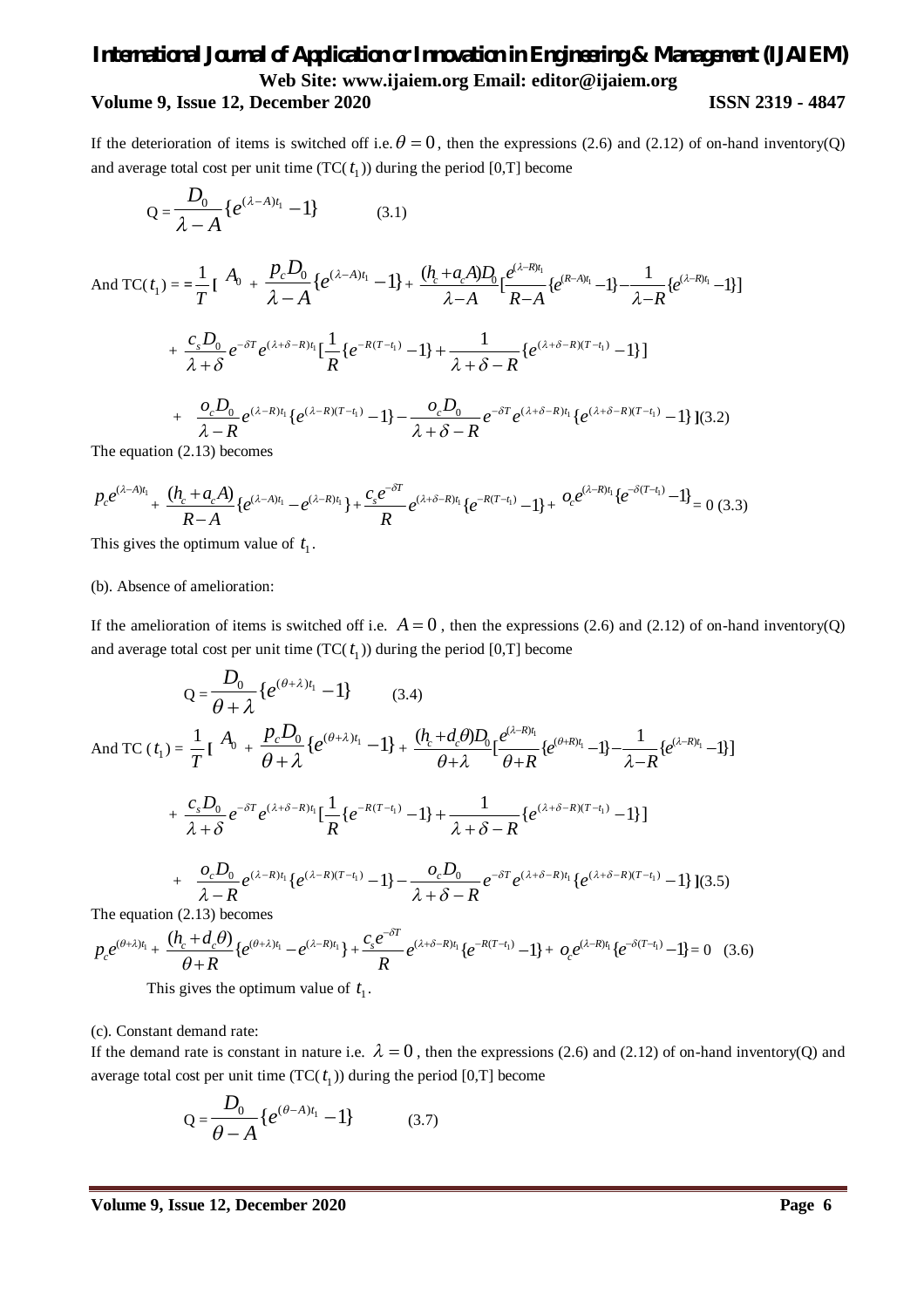If the deterioration of items is switched off i.e. $\theta = 0$, then the expressions (2.6) and (2.12) of on-hand inventory(Q) and average total cost per unit time (TC( $t_1$ )) during the period [0,T] become

$$Q = \frac{D_0}{\lambda - A}\{e^{(\lambda - A)t_1} - 1\} \qquad (3.1)$$

$$\text{And TC}(t_1) = \frac{1}{T}\Big[\, A_0 + \frac{p_c D_0}{\lambda - A}\{e^{(\lambda - A)t_1} - 1\} + \frac{(h_c + a_c A)D_0}{\lambda - A}\frac{e^{(\lambda - R)t_1}}{}\Big[\frac{1}{R - A}\{e^{(R-A)t_1} - 1\} - \frac{1}{\lambda - R}\{e^{(\lambda - R)t_1} - 1\}\Big]$$

$$+ \frac{c_s D_0}{\lambda + \delta} e^{-\delta T} e^{(\lambda + \delta - R)t_1}\Big[\frac{1}{R}\{e^{-R(T-t_1)} - 1\} + \frac{1}{\lambda + \delta - R}\{e^{(\lambda + \delta - R)(T - t_1)} - 1\}\Big]$$

$$+ \frac{o_c D_0}{\lambda - R} e^{(\lambda - R)t_1}\{e^{(\lambda - R)(T - t_1)} - 1\} - \frac{o_c D_0}{\lambda + \delta - R} e^{-\delta T} e^{(\lambda + \delta - R)t_1}\{e^{(\lambda + \delta - R)(T - t_1)} - 1\}\Big] \qquad (3.2)$$

The equation (2.13) becomes

$$p_c e^{(\lambda - A)t_1} + \frac{(h_c + a_c A)}{R - A}\{e^{(\lambda - A)t_1} - e^{(\lambda - R)t_1}\} + \frac{c_s e^{-\delta T}}{R} e^{(\lambda + \delta - R)t_1}\{e^{-R(T - t_1)} - 1\} + o_c e^{(\lambda - R)t_1}\{e^{-\delta(T - t_1)} - 1\} = 0 \qquad (3.3)$$

This gives the optimum value of $t_1$.

(b). Absence of amelioration:

If the amelioration of items is switched off i.e. $A = 0$, then the expressions (2.6) and (2.12) of on-hand inventory(Q) and average total cost per unit time (TC( $t_1$ )) during the period [0,T] become

$$Q = \frac{D_0}{\theta + \lambda}\{e^{(\theta + \lambda)t_1} - 1\} \qquad (3.4)$$

$$\text{And TC}(t_1) = \frac{1}{T}\Big[\, A_0 + \frac{p_c D_0}{\theta + \lambda}\{e^{(\theta + \lambda)t_1} - 1\} + \frac{(h_c + d_c \theta)D_0}{\theta + \lambda}\frac{e^{(\lambda - R)t_1}}{}\Big[\frac{1}{\theta + R}\{e^{(\theta + R)t_1} - 1\} - \frac{1}{\lambda - R}\{e^{(\lambda - R)t_1} - 1\}\Big]$$

$$+ \frac{c_s D_0}{\lambda + \delta} e^{-\delta T} e^{(\lambda + \delta - R)t_1}\Big[\frac{1}{R}\{e^{-R(T-t_1)} - 1\} + \frac{1}{\lambda + \delta - R}\{e^{(\lambda + \delta - R)(T - t_1)} - 1\}\Big]$$

$$+ \frac{o_c D_0}{\lambda - R} e^{(\lambda - R)t_1}\{e^{(\lambda - R)(T - t_1)} - 1\} - \frac{o_c D_0}{\lambda + \delta - R} e^{-\delta T} e^{(\lambda + \delta - R)t_1}\{e^{(\lambda + \delta - R)(T - t_1)} - 1\}\Big] \qquad (3.5)$$

The equation (2.13) becomes

$$p_c e^{(\theta + \lambda)t_1} + \frac{(h_c + d_c \theta)}{\theta + R}\{e^{(\theta + \lambda)t_1} - e^{(\lambda - R)t_1}\} + \frac{c_s e^{-\delta T}}{R} e^{(\lambda + \delta - R)t_1}\{e^{-R(T - t_1)} - 1\} + o_c e^{(\lambda - R)t_1}\{e^{-\delta(T - t_1)} - 1\} = 0 \qquad (3.6)$$

This gives the optimum value of $t_1$.

(c). Constant demand rate:

If the demand rate is constant in nature i.e. $\lambda = 0$, then the expressions (2.6) and (2.12) of on-hand inventory(Q) and average total cost per unit time (TC( $t_1$ )) during the period [0,T] become

$$Q = \frac{D_0}{\theta - A}\{e^{(\theta - A)t_1} - 1\} \qquad (3.7)$$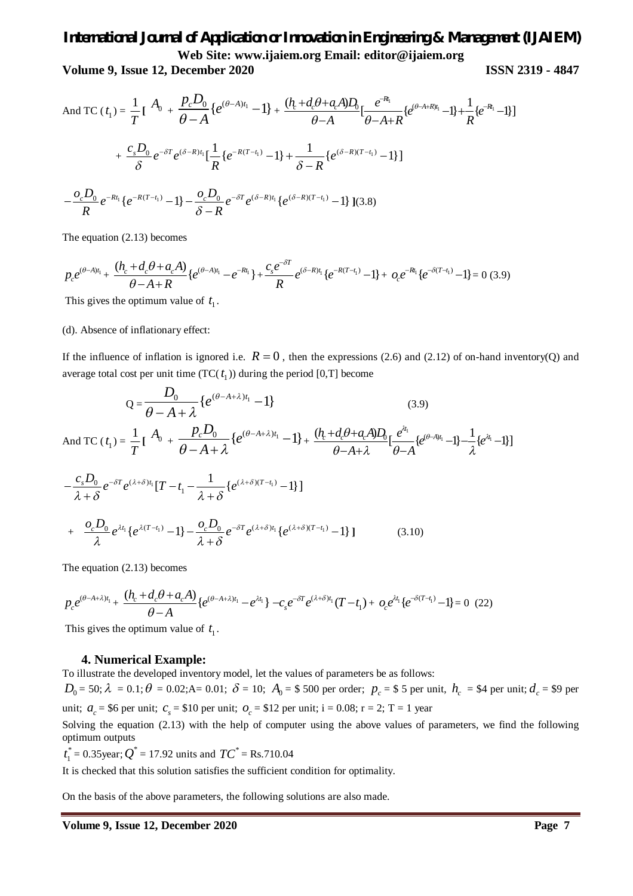And TC $(t_1)$ = $\frac{1}{T}$[ $A_0$ + $\frac{p_c D_0}{\theta - A}\{e^{(\theta-A)t_1} - 1\}$ + $\frac{(h_c + d_c\theta + a_c A)D_0}{\theta - A}[\frac{e^{-Rt_1}}{\theta - A + R}\{e^{(\theta-A+R)t_1} - 1\} + \frac{1}{R}\{e^{-Rt_1} - 1\}]$

$$+ \frac{c_s D_0}{\delta} e^{-\delta T} e^{(\delta - R)t_1}[\frac{1}{R}\{e^{-R(T-t_1)} - 1\} + \frac{1}{\delta - R}\{e^{(\delta-R)(T-t_1)} - 1\}]$$

$$-\frac{o_c D_0}{R} e^{-Rt_1}\{e^{-R(T-t_1)} - 1\} - \frac{o_c D_0}{\delta - R} e^{-\delta T} e^{(\delta-R)t_1}\{e^{(\delta-R)(T-t_1)} - 1\} \text{ ]} \quad (3.8)$$

The equation (2.13) becomes

$$p_c e^{(\theta-A)t_1} + \frac{(h_c + d_c\theta + a_c A)}{\theta - A + R}\{e^{(\theta-A)t_1} - e^{-Rt_1}\} + \frac{c_s e^{-\delta T}}{R} e^{(\delta-R)t_1}\{e^{-R(T-t_1)} - 1\} + o_c e^{-Rt_1}\{e^{-\delta(T-t_1)} - 1\} = 0 \quad (3.9)$$

This gives the optimum value of $t_1$.

(d). Absence of inflationary effect:

If the influence of inflation is ignored i.e. $R = 0$, then the expressions (2.6) and (2.12) of on-hand inventory(Q) and average total cost per unit time (TC($t_1$)) during the period [0,T] become

$$Q = \frac{D_0}{\theta - A + \lambda}\{e^{(\theta - A + \lambda)t_1} - 1\} \quad (3.9)$$

And TC $(t_1)$ = $\frac{1}{T}$[ $A_0$ + $\frac{p_c D_0}{\theta - A + \lambda}\{e^{(\theta-A+\lambda)t_1} - 1\}$ + $\frac{(h_c + d_c\theta + a_c A)D_0}{\theta - A + \lambda}[\frac{e^{\lambda t_1}}{\theta - A}\{e^{(\theta-A)t_1} - 1\} - \frac{1}{\lambda}\{e^{\lambda t_1} - 1\}]$

$$-\frac{c_s D_0}{\lambda + \delta} e^{-\delta T} e^{(\lambda+\delta)t_1}[T - t_1 - \frac{1}{\lambda + \delta}\{e^{(\lambda+\delta)(T-t_1)} - 1\}]$$

$$+ \frac{o_c D_0}{\lambda} e^{\lambda t_1}\{e^{\lambda(T-t_1)} - 1\} - \frac{o_c D_0}{\lambda + \delta} e^{-\delta T} e^{(\lambda+\delta)t_1}\{e^{(\lambda+\delta)(T-t_1)} - 1\} \text{ ]} \quad (3.10)$$

The equation (2.13) becomes

$$p_c e^{(\theta-A+\lambda)t_1} + \frac{(h_c + d_c\theta + a_c A)}{\theta - A}\{e^{(\theta-A+\lambda)t_1} - e^{\lambda t_1}\} - c_s e^{-\delta T} e^{(\lambda+\delta)t_1}(T - t_1) + o_c e^{\lambda t_1}\{e^{-\delta(T-t_1)} - 1\} = 0 \quad (22)$$

This gives the optimum value of $t_1$.

## 4. Numerical Example:

To illustrate the developed inventory model, let the values of parameters be as follows:

$D_0$ = 50; $\lambda$ = 0.1; $\theta$ = 0.02; A= 0.01; $\delta$ = 10; $A_0$ = \$ 500 per order; $p_c$ = \$ 5 per unit, $h_c$ = \$4 per unit; $d_c$ = \$9 per unit; $a_c$ = \$6 per unit; $c_s$ = \$10 per unit; $o_c$ = \$12 per unit; i = 0.08; r = 2; T = 1 year

Solving the equation (2.13) with the help of computer using the above values of parameters, we find the following optimum outputs

$t_1^*$ = 0.35year; $Q^*$ = 17.92 units and $TC^*$ = Rs.710.04

It is checked that this solution satisfies the sufficient condition for optimality.

On the basis of the above parameters, the following solutions are also made.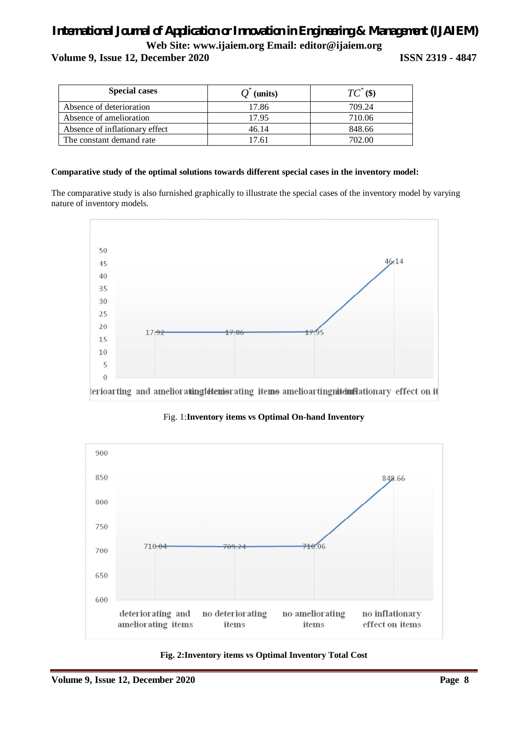| Special cases | $Q^*$ (units) | $TC^*$ ($) |
|---|---|---|
| Absence of deterioration | 17.86 | 709.24 |
| Absence of amelioration | 17.95 | 710.06 |
| Absence of inflationary effect | 46.14 | 848.66 |
| The constant demand rate | 17.61 | 702.00 |

**Comparative study of the optimal solutions towards different special cases in the inventory model:**

The comparative study is also furnished graphically to illustrate the special cases of the inventory model by varying nature of inventory models.

Fig. 1:**Inventory items vs Optimal On-hand Inventory**

**Fig. 2:Inventory items vs Optimal Inventory Total Cost**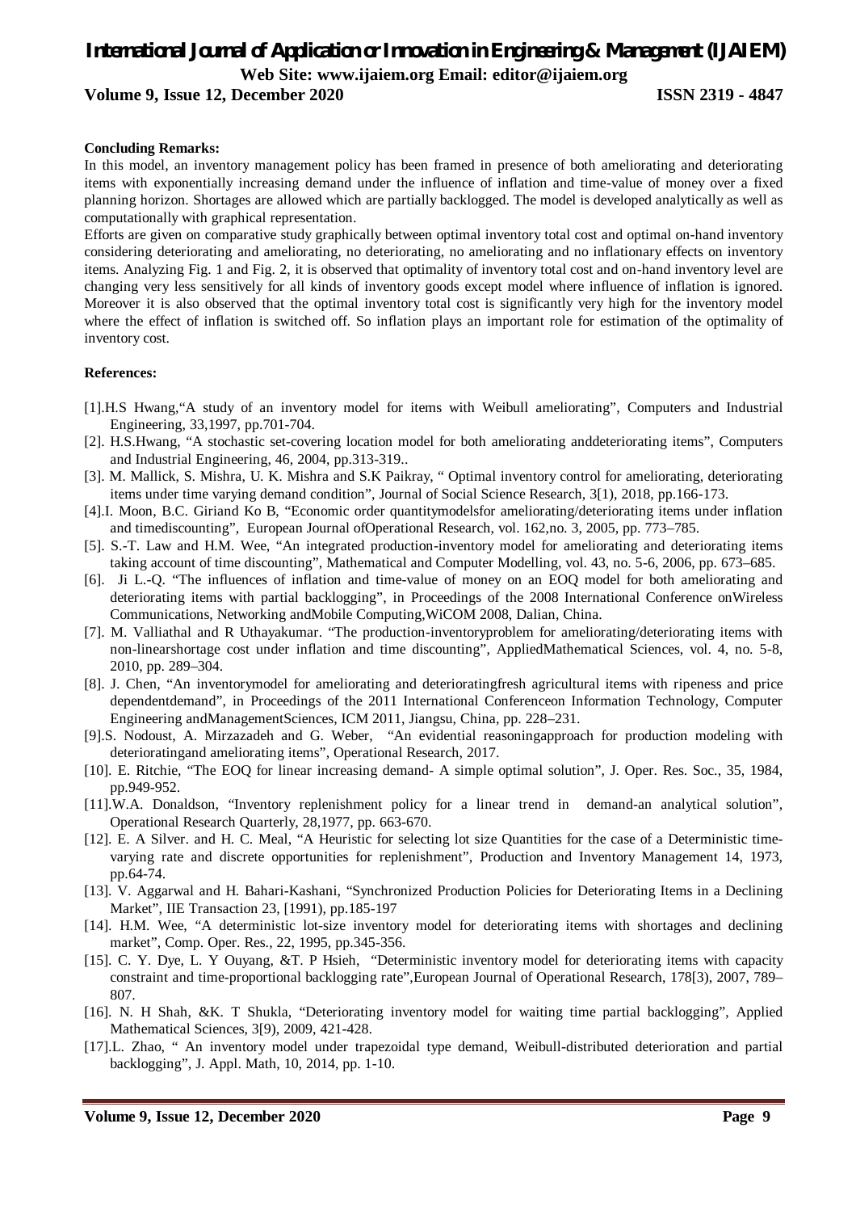**Concluding Remarks:**

In this model, an inventory management policy has been framed in presence of both ameliorating and deteriorating items with exponentially increasing demand under the influence of inflation and time-value of money over a fixed planning horizon. Shortages are allowed which are partially backlogged. The model is developed analytically as well as computationally with graphical representation.

Efforts are given on comparative study graphically between optimal inventory total cost and optimal on-hand inventory considering deteriorating and ameliorating, no deteriorating, no ameliorating and no inflationary effects on inventory items. Analyzing Fig. 1 and Fig. 2, it is observed that optimality of inventory total cost and on-hand inventory level are changing very less sensitively for all kinds of inventory goods except model where influence of inflation is ignored. Moreover it is also observed that the optimal inventory total cost is significantly very high for the inventory model where the effect of inflation is switched off. So inflation plays an important role for estimation of the optimality of inventory cost.

**References:**

[1].H.S Hwang,"A study of an inventory model for items with Weibull ameliorating", Computers and Industrial Engineering, 33,1997, pp.701-704.

[2]. H.S.Hwang, "A stochastic set-covering location model for both ameliorating anddeteriorating items", Computers and Industrial Engineering, 46, 2004, pp.313-319..

[3]. M. Mallick, S. Mishra, U. K. Mishra and S.K Paikray, " Optimal inventory control for ameliorating, deteriorating items under time varying demand condition", Journal of Social Science Research, 3[1), 2018, pp.166-173.

[4].I. Moon, B.C. Giriand Ko B, "Economic order quantitymodelsfor ameliorating/deteriorating items under inflation and timediscounting", European Journal ofOperational Research, vol. 162,no. 3, 2005, pp. 773–785.

[5]. S.-T. Law and H.M. Wee, "An integrated production-inventory model for ameliorating and deteriorating items taking account of time discounting", Mathematical and Computer Modelling, vol. 43, no. 5-6, 2006, pp. 673–685.

[6]. Ji L.-Q. "The influences of inflation and time-value of money on an EOQ model for both ameliorating and deteriorating items with partial backlogging", in Proceedings of the 2008 International Conference onWireless Communications, Networking andMobile Computing,WiCOM 2008, Dalian, China.

[7]. M. Valliathal and R Uthayakumar. "The production-inventoryproblem for ameliorating/deteriorating items with non-linearshortage cost under inflation and time discounting", AppliedMathematical Sciences, vol. 4, no. 5-8, 2010, pp. 289–304.

[8]. J. Chen, "An inventorymodel for ameliorating and deterioratingfresh agricultural items with ripeness and price dependentdemand", in Proceedings of the 2011 International Conferenceon Information Technology, Computer Engineering andManagementSciences, ICM 2011, Jiangsu, China, pp. 228–231.

[9].S. Nodoust, A. Mirzazadeh and G. Weber, "An evidential reasoningapproach for production modeling with deterioratingand ameliorating items", Operational Research, 2017.

[10]. E. Ritchie, "The EOQ for linear increasing demand- A simple optimal solution", J. Oper. Res. Soc., 35, 1984, pp.949-952.

[11].W.A. Donaldson, "Inventory replenishment policy for a linear trend in demand-an analytical solution", Operational Research Quarterly, 28,1977, pp. 663-670.

[12]. E. A Silver. and H. C. Meal, "A Heuristic for selecting lot size Quantities for the case of a Deterministic time-varying rate and discrete opportunities for replenishment", Production and Inventory Management 14, 1973, pp.64-74.

[13]. V. Aggarwal and H. Bahari-Kashani, "Synchronized Production Policies for Deteriorating Items in a Declining Market", IIE Transaction 23, [1991), pp.185-197

[14]. H.M. Wee, "A deterministic lot-size inventory model for deteriorating items with shortages and declining market", Comp. Oper. Res., 22, 1995, pp.345-356.

[15]. C. Y. Dye, L. Y Ouyang, &T. P Hsieh, "Deterministic inventory model for deteriorating items with capacity constraint and time-proportional backlogging rate",European Journal of Operational Research, 178[3), 2007, 789–807.

[16]. N. H Shah, &K. T Shukla, "Deteriorating inventory model for waiting time partial backlogging", Applied Mathematical Sciences, 3[9), 2009, 421-428.

[17].L. Zhao, " An inventory model under trapezoidal type demand, Weibull-distributed deterioration and partial backlogging", J. Appl. Math, 10, 2014, pp. 1-10.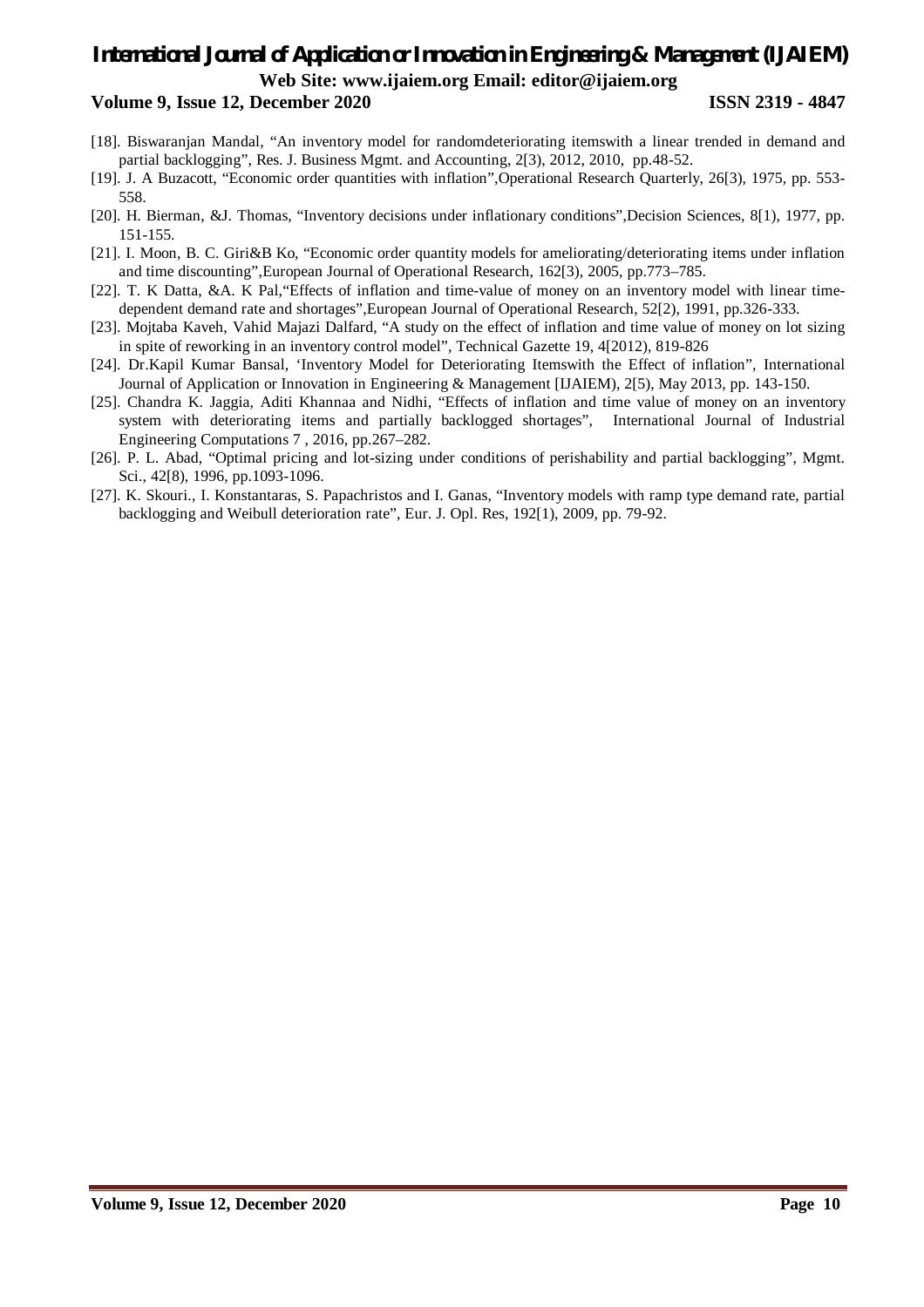[18]. Biswaranjan Mandal, "An inventory model for randomdeteriorating itemswith a linear trended in demand and partial backlogging", Res. J. Business Mgmt. and Accounting, 2[3), 2012, 2010, pp.48-52.

[19]. J. A Buzacott, "Economic order quantities with inflation",Operational Research Quarterly, 26[3), 1975, pp. 553-558.

[20]. H. Bierman, &J. Thomas, "Inventory decisions under inflationary conditions",Decision Sciences, 8[1), 1977, pp. 151-155.

[21]. I. Moon, B. C. Giri&B Ko, "Economic order quantity models for ameliorating/deteriorating items under inflation and time discounting",European Journal of Operational Research, 162[3), 2005, pp.773–785.

[22]. T. K Datta, &A. K Pal,"Effects of inflation and time-value of money on an inventory model with linear time-dependent demand rate and shortages",European Journal of Operational Research, 52[2), 1991, pp.326-333.

[23]. Mojtaba Kaveh, Vahid Majazi Dalfard, "A study on the effect of inflation and time value of money on lot sizing in spite of reworking in an inventory control model", Technical Gazette 19, 4[2012), 819-826

[24]. Dr.Kapil Kumar Bansal, 'Inventory Model for Deteriorating Itemswith the Effect of inflation", International Journal of Application or Innovation in Engineering & Management [IJAIEM), 2[5), May 2013, pp. 143-150.

[25]. Chandra K. Jaggia, Aditi Khannaa and Nidhi, "Effects of inflation and time value of money on an inventory system with deteriorating items and partially backlogged shortages", International Journal of Industrial Engineering Computations 7 , 2016, pp.267–282.

[26]. P. L. Abad, "Optimal pricing and lot-sizing under conditions of perishability and partial backlogging", Mgmt. Sci., 42[8), 1996, pp.1093-1096.

[27]. K. Skouri., I. Konstantaras, S. Papachristos and I. Ganas, "Inventory models with ramp type demand rate, partial backlogging and Weibull deterioration rate", Eur. J. Opl. Res, 192[1), 2009, pp. 79-92.